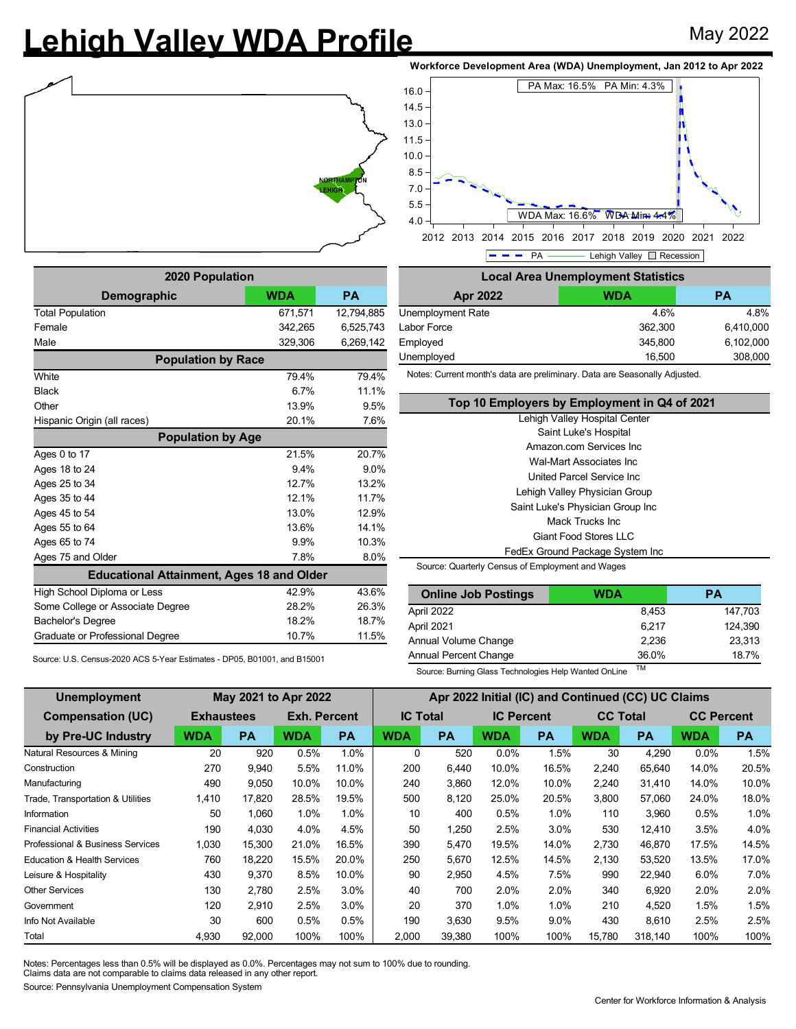# Lehigh Valley WDA Profile

May 2022

**Workforce Development Area (WDA) Unemployment, Jan 2012 to Apr 2022**

PA Max: 16.5% PA Min: 4.3%

WDA Max: 16.6% WDA Min: 4.4%

PA — Lehigh Valley — Recession

| 2020 Population | | |
|---|---|---|
| **Demographic** | **WDA** | **PA** |
| Total Population | 671,571 | 12,794,885 |
| Female | 342,265 | 6,525,743 |
| Male | 329,306 | 6,269,142 |
| **Population by Race** | | |
| White | 79.4% | 79.4% |
| Black | 6.7% | 11.1% |
| Other | 13.9% | 9.5% |
| Hispanic Origin (all races) | 20.1% | 7.6% |
| **Population by Age** | | |
| Ages 0 to 17 | 21.5% | 20.7% |
| Ages 18 to 24 | 9.4% | 9.0% |
| Ages 25 to 34 | 12.7% | 13.2% |
| Ages 35 to 44 | 12.1% | 11.7% |
| Ages 45 to 54 | 13.0% | 12.9% |
| Ages 55 to 64 | 13.6% | 14.1% |
| Ages 65 to 74 | 9.9% | 10.3% |
| Ages 75 and Older | 7.8% | 8.0% |
| **Educational Attainment, Ages 18 and Older** | | |
| High School Diploma or Less | 42.9% | 43.6% |
| Some College or Associate Degree | 28.2% | 26.3% |
| Bachelor's Degree | 18.2% | 18.7% |
| Graduate or Professional Degree | 10.7% | 11.5% |

Source: U.S. Census-2020 ACS 5-Year Estimates - DP05, B01001, and B15001

| Local Area Unemployment Statistics | | |
|---|---|---|
| **Apr 2022** | **WDA** | **PA** |
| Unemployment Rate | 4.6% | 4.8% |
| Labor Force | 362,300 | 6,410,000 |
| Employed | 345,800 | 6,102,000 |
| Unemployed | 16,500 | 308,000 |

Notes: Current month's data are preliminary. Data are Seasonally Adjusted.

| Top 10 Employers by Employment in Q4 of 2021 |
|---|
| Lehigh Valley Hospital Center |
| Saint Luke's Hospital |
| Amazon.com Services Inc |
| Wal-Mart Associates Inc |
| United Parcel Service Inc |
| Lehigh Valley Physician Group |
| Saint Luke's Physician Group Inc |
| Mack Trucks Inc |
| Giant Food Stores LLC |
| FedEx Ground Package System Inc |

Source: Quarterly Census of Employment and Wages

| Online Job Postings | WDA | PA |
|---|---|---|
| April 2022 | 8,453 | 147,703 |
| April 2021 | 6,217 | 124,390 |
| Annual Volume Change | 2,236 | 23,313 |
| Annual Percent Change | 36.0% | 18.7% |

Source: Burning Glass Technologies Help Wanted OnLine TM

| Unemployment Compensation (UC) by Pre-UC Industry | May 2021 to Apr 2022 | | | | Apr 2022 Initial (IC) and Continued (CC) UC Claims | | | | | | | |
|---|---|---|---|---|---|---|---|---|---|---|---|---|
| | Exhaustees | | Exh. Percent | | IC Total | | IC Percent | | CC Total | | CC Percent | |
| | WDA | PA | WDA | PA | WDA | PA | WDA | PA | WDA | PA | WDA | PA |
| Natural Resources & Mining | 20 | 920 | 0.5% | 1.0% | 0 | 520 | 0.0% | 1.5% | 30 | 4,290 | 0.0% | 1.5% |
| Construction | 270 | 9,940 | 5.5% | 11.0% | 200 | 6,440 | 10.0% | 16.5% | 2,240 | 65,640 | 14.0% | 20.5% |
| Manufacturing | 490 | 9,050 | 10.0% | 10.0% | 240 | 3,860 | 12.0% | 10.0% | 2,240 | 31,410 | 14.0% | 10.0% |
| Trade, Transportation & Utilities | 1,410 | 17,820 | 28.5% | 19.5% | 500 | 8,120 | 25.0% | 20.5% | 3,800 | 57,060 | 24.0% | 18.0% |
| Information | 50 | 1,060 | 1.0% | 1.0% | 10 | 400 | 0.5% | 1.0% | 110 | 3,960 | 0.5% | 1.0% |
| Financial Activities | 190 | 4,030 | 4.0% | 4.5% | 50 | 1,250 | 2.5% | 3.0% | 530 | 12,410 | 3.5% | 4.0% |
| Professional & Business Services | 1,030 | 15,300 | 21.0% | 16.5% | 390 | 5,470 | 19.5% | 14.0% | 2,730 | 46,870 | 17.5% | 14.5% |
| Education & Health Services | 760 | 18,220 | 15.5% | 20.0% | 250 | 5,670 | 12.5% | 14.5% | 2,130 | 53,520 | 13.5% | 17.0% |
| Leisure & Hospitality | 430 | 9,370 | 8.5% | 10.0% | 90 | 2,950 | 4.5% | 7.5% | 990 | 22,940 | 6.0% | 7.0% |
| Other Services | 130 | 2,780 | 2.5% | 3.0% | 40 | 700 | 2.0% | 2.0% | 340 | 6,920 | 2.0% | 2.0% |
| Government | 120 | 2,910 | 2.5% | 3.0% | 20 | 370 | 1.0% | 1.0% | 210 | 4,520 | 1.5% | 1.5% |
| Info Not Available | 30 | 600 | 0.5% | 0.5% | 190 | 3,630 | 9.5% | 9.0% | 430 | 8,610 | 2.5% | 2.5% |
| Total | 4,930 | 92,000 | 100% | 100% | 2,000 | 39,380 | 100% | 100% | 15,780 | 318,140 | 100% | 100% |

Notes: Percentages less than 0.5% will be displayed as 0.0%. Percentages may not sum to 100% due to rounding.
Claims data are not comparable to claims data released in any other report.

Source: Pennsylvania Unemployment Compensation System

Center for Workforce Information & Analysis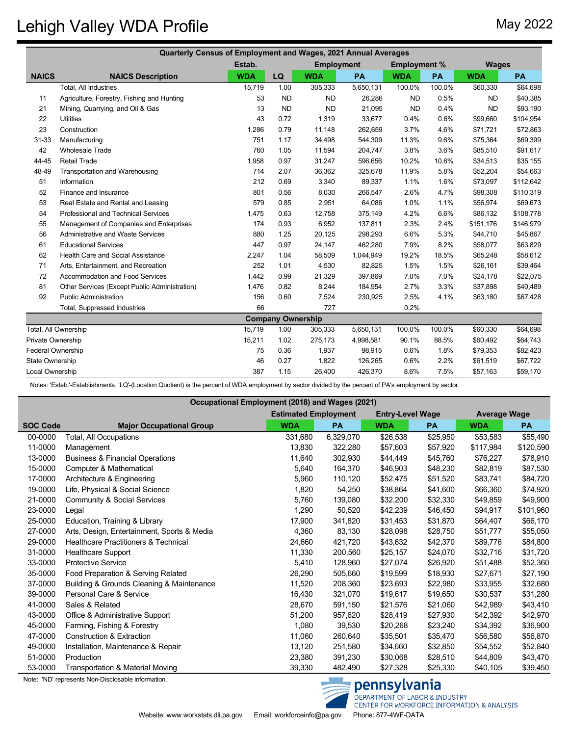# Lehigh Valley WDA Profile

May 2022

| Quarterly Census of Employment and Wages, 2021 Annual Averages | | | | | | | | | |
|---|---|---|---|---|---|---|---|---|---|
| | | Estab. | | Employment | | Employment % | | Wages | |
| NAICS | NAICS Description | WDA | LQ | WDA | PA | WDA | PA | WDA | PA |
| | Total, All Industries | 15,719 | 1.00 | 305,333 | 5,650,131 | 100.0% | 100.0% | $60,330 | $64,698 |
| 11 | Agriculture, Forestry, Fishing and Hunting | 53 | ND | ND | 26,286 | ND | 0.5% | ND | $40,385 |
| 21 | Mining, Quarrying, and Oil & Gas | 13 | ND | ND | 21,095 | ND | 0.4% | ND | $93,190 |
| 22 | Utilities | 43 | 0.72 | 1,319 | 33,677 | 0.4% | 0.6% | $99,660 | $104,954 |
| 23 | Construction | 1,286 | 0.79 | 11,148 | 262,659 | 3.7% | 4.6% | $71,721 | $72,863 |
| 31-33 | Manufacturing | 751 | 1.17 | 34,498 | 544,309 | 11.3% | 9.6% | $75,364 | $69,399 |
| 42 | Wholesale Trade | 760 | 1.05 | 11,594 | 204,747 | 3.8% | 3.6% | $85,510 | $91,617 |
| 44-45 | Retail Trade | 1,958 | 0.97 | 31,247 | 596,656 | 10.2% | 10.6% | $34,513 | $35,155 |
| 48-49 | Transportation and Warehousing | 714 | 2.07 | 36,362 | 325,678 | 11.9% | 5.8% | $52,204 | $54,663 |
| 51 | Information | 212 | 0.69 | 3,340 | 89,337 | 1.1% | 1.6% | $73,097 | $112,642 |
| 52 | Finance and Insurance | 801 | 0.56 | 8,030 | 266,547 | 2.6% | 4.7% | $98,308 | $110,319 |
| 53 | Real Estate and Rental and Leasing | 579 | 0.85 | 2,951 | 64,086 | 1.0% | 1.1% | $56,974 | $69,673 |
| 54 | Professional and Technical Services | 1,475 | 0.63 | 12,758 | 375,149 | 4.2% | 6.6% | $86,132 | $108,778 |
| 55 | Management of Companies and Enterprises | 174 | 0.93 | 6,952 | 137,811 | 2.3% | 2.4% | $151,176 | $146,979 |
| 56 | Administrative and Waste Services | 880 | 1.25 | 20,125 | 298,293 | 6.6% | 5.3% | $44,710 | $45,867 |
| 61 | Educational Services | 447 | 0.97 | 24,147 | 462,280 | 7.9% | 8.2% | $58,077 | $63,829 |
| 62 | Health Care and Social Assistance | 2,247 | 1.04 | 58,509 | 1,044,949 | 19.2% | 18.5% | $65,248 | $58,612 |
| 71 | Arts, Entertainment, and Recreation | 252 | 1.01 | 4,530 | 82,825 | 1.5% | 1.5% | $26,161 | $39,464 |
| 72 | Accommodation and Food Services | 1,442 | 0.99 | 21,329 | 397,869 | 7.0% | 7.0% | $24,178 | $22,075 |
| 81 | Other Services (Except Public Administration) | 1,476 | 0.82 | 8,244 | 184,954 | 2.7% | 3.3% | $37,898 | $40,489 |
| 92 | Public Administration | 156 | 0.60 | 7,524 | 230,925 | 2.5% | 4.1% | $63,180 | $67,428 |
| | Total, Suppressed Industries | 66 | | 727 | | 0.2% | | | |
| **Company Ownership** | | | | | | | | | |
| Total, All Ownership | | 15,719 | 1.00 | 305,333 | 5,650,131 | 100.0% | 100.0% | $60,330 | $64,698 |
| Private Ownership | | 15,211 | 1.02 | 275,173 | 4,998,581 | 90.1% | 88.5% | $60,492 | $64,743 |
| Federal Ownership | | 75 | 0.36 | 1,937 | 98,915 | 0.6% | 1.8% | $79,353 | $82,423 |
| State Ownership | | 46 | 0.27 | 1,822 | 126,265 | 0.6% | 2.2% | $61,519 | $67,722 |
| Local Ownership | | 387 | 1.15 | 26,400 | 426,370 | 8.6% | 7.5% | $57,163 | $59,170 |

Notes: 'Estab.'-Establishments. 'LQ'-(Location Quotient) is the percent of WDA employment by sector divided by the percent of PA's employment by sector.

| Occupational Employment (2018) and Wages (2021) | | | | | | | |
|---|---|---|---|---|---|---|---|
| | | Estimated Employment | | Entry-Level Wage | | Average Wage | |
| SOC Code | Major Occupational Group | WDA | PA | WDA | PA | WDA | PA |
| 00-0000 | Total, All Occupations | 331,680 | 6,329,070 | $26,538 | $25,950 | $53,583 | $55,490 |
| 11-0000 | Management | 13,830 | 322,280 | $57,603 | $57,920 | $117,984 | $120,590 |
| 13-0000 | Business & Financial Operations | 11,640 | 302,930 | $44,449 | $45,760 | $76,227 | $78,910 |
| 15-0000 | Computer & Mathematical | 5,640 | 164,370 | $46,903 | $48,230 | $82,819 | $87,530 |
| 17-0000 | Architecture & Engineering | 5,960 | 110,120 | $52,475 | $51,520 | $83,741 | $84,720 |
| 19-0000 | Life, Physical & Social Science | 1,820 | 54,250 | $38,864 | $41,600 | $66,360 | $74,920 |
| 21-0000 | Community & Social Services | 5,760 | 139,080 | $32,200 | $32,330 | $49,859 | $49,900 |
| 23-0000 | Legal | 1,290 | 50,520 | $42,239 | $46,450 | $94,917 | $101,960 |
| 25-0000 | Education, Training & Library | 17,900 | 341,820 | $31,453 | $31,870 | $64,407 | $66,170 |
| 27-0000 | Arts, Design, Entertainment, Sports & Media | 4,360 | 83,130 | $28,098 | $28,750 | $51,777 | $55,050 |
| 29-0000 | Healthcare Practitioners & Technical | 24,660 | 421,720 | $43,632 | $42,370 | $89,776 | $84,800 |
| 31-0000 | Healthcare Support | 11,330 | 200,560 | $25,157 | $24,070 | $32,716 | $31,720 |
| 33-0000 | Protective Service | 5,410 | 128,960 | $27,074 | $26,920 | $51,488 | $52,360 |
| 35-0000 | Food Preparation & Serving Related | 26,290 | 505,660 | $19,599 | $18,930 | $27,671 | $27,190 |
| 37-0000 | Building & Grounds Cleaning & Maintenance | 11,520 | 208,360 | $23,693 | $22,980 | $33,955 | $32,680 |
| 39-0000 | Personal Care & Service | 16,430 | 321,070 | $19,617 | $19,650 | $30,537 | $31,280 |
| 41-0000 | Sales & Related | 28,670 | 591,150 | $21,576 | $21,060 | $42,989 | $43,410 |
| 43-0000 | Office & Administrative Support | 51,200 | 957,620 | $28,419 | $27,930 | $42,392 | $42,970 |
| 45-0000 | Farming, Fishing & Forestry | 1,080 | 39,530 | $20,268 | $23,240 | $34,392 | $36,900 |
| 47-0000 | Construction & Extraction | 11,060 | 260,640 | $35,501 | $35,470 | $56,580 | $56,870 |
| 49-0000 | Installation, Maintenance & Repair | 13,120 | 251,580 | $34,660 | $32,850 | $54,552 | $52,840 |
| 51-0000 | Production | 23,380 | 391,230 | $30,068 | $28,510 | $44,809 | $43,470 |
| 53-0000 | Transportation & Material Moving | 39,330 | 482,490 | $27,328 | $25,330 | $40,105 | $39,450 |

Note: 'ND' represents Non-Disclosable information.

pennsylvania
DEPARTMENT OF LABOR & INDUSTRY
CENTER FOR WORKFORCE INFORMATION & ANALYSIS

Website: www.workstats.dli.pa.gov    Email: workforceinfo@pa.gov    Phone: 877-4WF-DATA